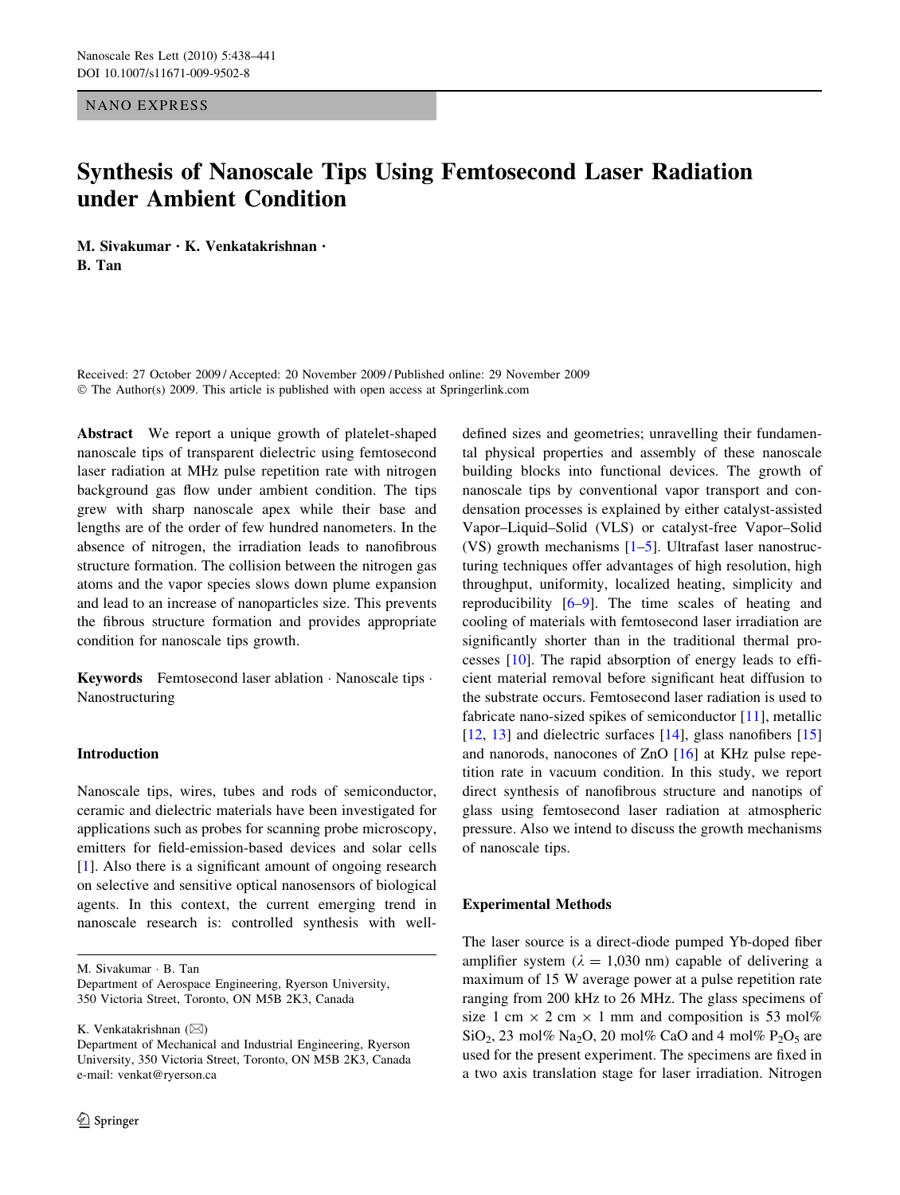NANO EXPRESS

# Synthesis of Nanoscale Tips Using Femtosecond Laser Radiation under Ambient Condition

**M. Sivakumar · K. Venkatakrishnan · B. Tan**

Received: 27 October 2009 / Accepted: 20 November 2009 / Published online: 29 November 2009
© The Author(s) 2009. This article is published with open access at Springerlink.com

**Abstract** We report a unique growth of platelet-shaped nanoscale tips of transparent dielectric using femtosecond laser radiation at MHz pulse repetition rate with nitrogen background gas flow under ambient condition. The tips grew with sharp nanoscale apex while their base and lengths are of the order of few hundred nanometers. In the absence of nitrogen, the irradiation leads to nanofibrous structure formation. The collision between the nitrogen gas atoms and the vapor species slows down plume expansion and lead to an increase of nanoparticles size. This prevents the fibrous structure formation and provides appropriate condition for nanoscale tips growth.

**Keywords** Femtosecond laser ablation · Nanoscale tips · Nanostructuring

## Introduction

Nanoscale tips, wires, tubes and rods of semiconductor, ceramic and dielectric materials have been investigated for applications such as probes for scanning probe microscopy, emitters for field-emission-based devices and solar cells [1]. Also there is a significant amount of ongoing research on selective and sensitive optical nanosensors of biological agents. In this context, the current emerging trend in nanoscale research is: controlled synthesis with well-defined sizes and geometries; unravelling their fundamental physical properties and assembly of these nanoscale building blocks into functional devices. The growth of nanoscale tips by conventional vapor transport and condensation processes is explained by either catalyst-assisted Vapor–Liquid–Solid (VLS) or catalyst-free Vapor–Solid (VS) growth mechanisms [1–5]. Ultrafast laser nanostructuring techniques offer advantages of high resolution, high throughput, uniformity, localized heating, simplicity and reproducibility [6–9]. The time scales of heating and cooling of materials with femtosecond laser irradiation are significantly shorter than in the traditional thermal processes [10]. The rapid absorption of energy leads to efficient material removal before significant heat diffusion to the substrate occurs. Femtosecond laser radiation is used to fabricate nano-sized spikes of semiconductor [11], metallic [12, 13] and dielectric surfaces [14], glass nanofibers [15] and nanorods, nanocones of ZnO [16] at KHz pulse repetition rate in vacuum condition. In this study, we report direct synthesis of nanofibrous structure and nanotips of glass using femtosecond laser radiation at atmospheric pressure. Also we intend to discuss the growth mechanisms of nanoscale tips.

## Experimental Methods

The laser source is a direct-diode pumped Yb-doped fiber amplifier system ($\lambda = 1{,}030$ nm) capable of delivering a maximum of 15 W average power at a pulse repetition rate ranging from 200 kHz to 26 MHz. The glass specimens of size 1 cm × 2 cm × 1 mm and composition is 53 mol% $SiO_2$, 23 mol% $Na_2O$, 20 mol% CaO and 4 mol% $P_2O_5$ are used for the present experiment. The specimens are fixed in a two axis translation stage for laser irradiation. Nitrogen

M. Sivakumar · B. Tan
Department of Aerospace Engineering, Ryerson University, 350 Victoria Street, Toronto, ON M5B 2K3, Canada

K. Venkatakrishnan (✉)
Department of Mechanical and Industrial Engineering, Ryerson University, 350 Victoria Street, Toronto, ON M5B 2K3, Canada
e-mail: venkat@ryerson.ca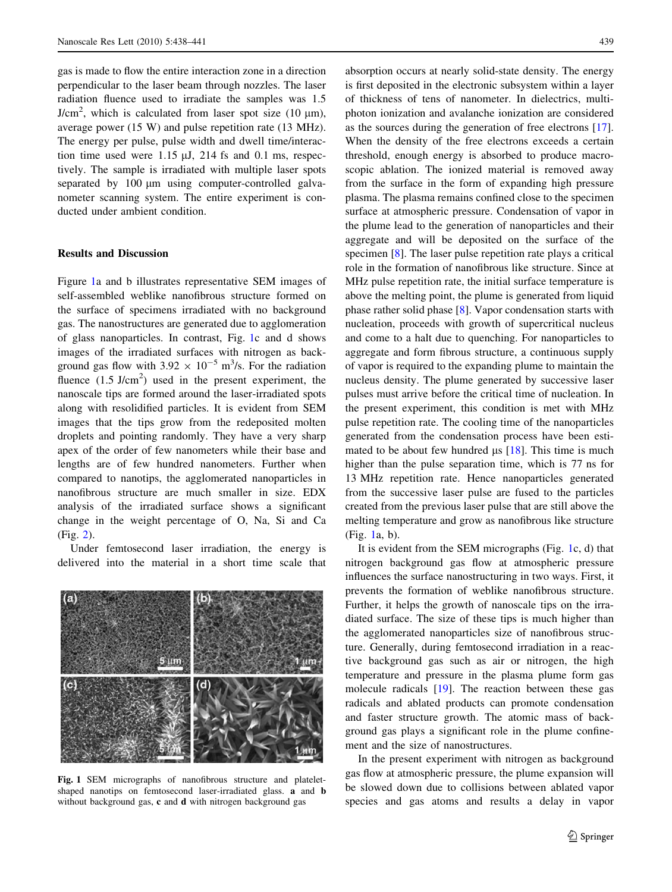gas is made to flow the entire interaction zone in a direction perpendicular to the laser beam through nozzles. The laser radiation fluence used to irradiate the samples was 1.5 J/cm$^2$, which is calculated from laser spot size (10 μm), average power (15 W) and pulse repetition rate (13 MHz). The energy per pulse, pulse width and dwell time/interaction time used were 1.15 μJ, 214 fs and 0.1 ms, respectively. The sample is irradiated with multiple laser spots separated by 100 μm using computer-controlled galvanometer scanning system. The entire experiment is conducted under ambient condition.

## Results and Discussion

Figure 1a and b illustrates representative SEM images of self-assembled weblike nanofibrous structure formed on the surface of specimens irradiated with no background gas. The nanostructures are generated due to agglomeration of glass nanoparticles. In contrast, Fig. 1c and d shows images of the irradiated surfaces with nitrogen as background gas flow with $3.92 \times 10^{-5}$ m$^3$/s. For the radiation fluence (1.5 J/cm$^2$) used in the present experiment, the nanoscale tips are formed around the laser-irradiated spots along with resolidified particles. It is evident from SEM images that the tips grow from the redeposited molten droplets and pointing randomly. They have a very sharp apex of the order of few nanometers while their base and lengths are of few hundred nanometers. Further when compared to nanotips, the agglomerated nanoparticles in nanofibrous structure are much smaller in size. EDX analysis of the irradiated surface shows a significant change in the weight percentage of O, Na, Si and Ca (Fig. 2).

Under femtosecond laser irradiation, the energy is delivered into the material in a short time scale that absorption occurs at nearly solid-state density. The energy is first deposited in the electronic subsystem within a layer of thickness of tens of nanometer. In dielectrics, multiphoton ionization and avalanche ionization are considered as the sources during the generation of free electrons [17]. When the density of the free electrons exceeds a certain threshold, enough energy is absorbed to produce macroscopic ablation. The ionized material is removed away from the surface in the form of expanding high pressure plasma. The plasma remains confined close to the specimen surface at atmospheric pressure. Condensation of vapor in the plume lead to the generation of nanoparticles and their aggregate and will be deposited on the surface of the specimen [8]. The laser pulse repetition rate plays a critical role in the formation of nanofibrous like structure. Since at MHz pulse repetition rate, the initial surface temperature is above the melting point, the plume is generated from liquid phase rather solid phase [8]. Vapor condensation starts with nucleation, proceeds with growth of supercritical nucleus and come to a halt due to quenching. For nanoparticles to aggregate and form fibrous structure, a continuous supply of vapor is required to the expanding plume to maintain the nucleus density. The plume generated by successive laser pulses must arrive before the critical time of nucleation. In the present experiment, this condition is met with MHz pulse repetition rate. The cooling time of the nanoparticles generated from the condensation process have been estimated to be about few hundred μs [18]. This time is much higher than the pulse separation time, which is 77 ns for 13 MHz repetition rate. Hence nanoparticles generated from the successive laser pulse are fused to the particles created from the previous laser pulse that are still above the melting temperature and grow as nanofibrous like structure (Fig. 1a, b).

It is evident from the SEM micrographs (Fig. 1c, d) that nitrogen background gas flow at atmospheric pressure influences the surface nanostructuring in two ways. First, it prevents the formation of weblike nanofibrous structure. Further, it helps the growth of nanoscale tips on the irradiated surface. The size of these tips is much higher than the agglomerated nanoparticles size of nanofibrous structure. Generally, during femtosecond irradiation in a reactive background gas such as air or nitrogen, the high temperature and pressure in the plasma plume form gas molecule radicals [19]. The reaction between these gas radicals and ablated products can promote condensation and faster structure growth. The atomic mass of background gas plays a significant role in the plume confinement and the size of nanostructures.

In the present experiment with nitrogen as background gas flow at atmospheric pressure, the plume expansion will be slowed down due to collisions between ablated vapor species and gas atoms and results a delay in vapor

**Fig. 1** SEM micrographs of nanofibrous structure and platelet-shaped nanotips on femtosecond laser-irradiated glass. **a** and **b** without background gas, **c** and **d** with nitrogen background gas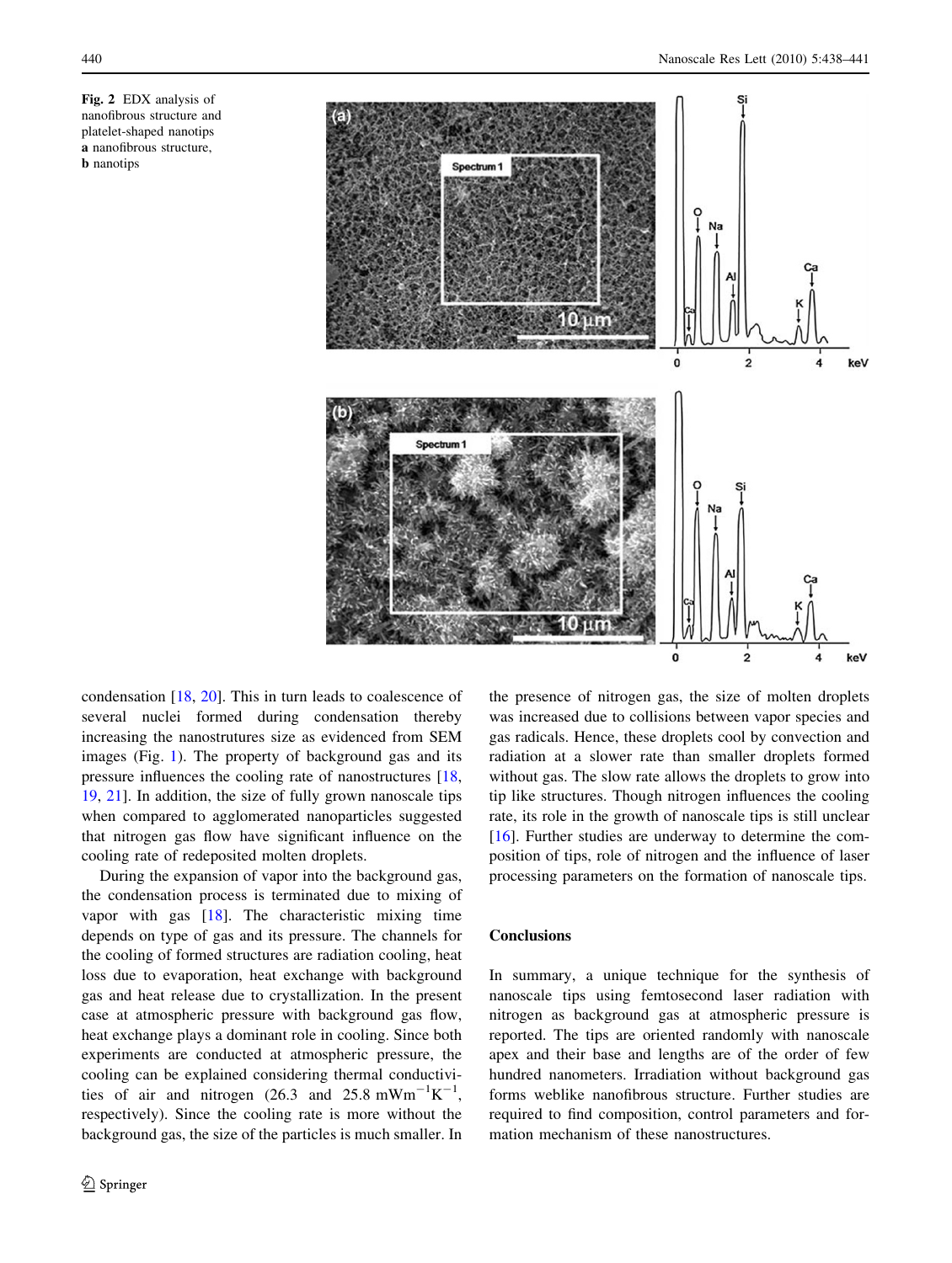Fig. 2 EDX analysis of nanofibrous structure and platelet-shaped nanotips **a** nanofibrous structure, **b** nanotips

condensation [18, 20]. This in turn leads to coalescence of several nuclei formed during condensation thereby increasing the nanostrutures size as evidenced from SEM images (Fig. 1). The property of background gas and its pressure influences the cooling rate of nanostructures [18, 19, 21]. In addition, the size of fully grown nanoscale tips when compared to agglomerated nanoparticles suggested that nitrogen gas flow have significant influence on the cooling rate of redeposited molten droplets.

During the expansion of vapor into the background gas, the condensation process is terminated due to mixing of vapor with gas [18]. The characteristic mixing time depends on type of gas and its pressure. The channels for the cooling of formed structures are radiation cooling, heat loss due to evaporation, heat exchange with background gas and heat release due to crystallization. In the present case at atmospheric pressure with background gas flow, heat exchange plays a dominant role in cooling. Since both experiments are conducted at atmospheric pressure, the cooling can be explained considering thermal conductivities of air and nitrogen (26.3 and 25.8 $mWm^{-1}K^{-1}$, respectively). Since the cooling rate is more without the background gas, the size of the particles is much smaller. In the presence of nitrogen gas, the size of molten droplets was increased due to collisions between vapor species and gas radicals. Hence, these droplets cool by convection and radiation at a slower rate than smaller droplets formed without gas. The slow rate allows the droplets to grow into tip like structures. Though nitrogen influences the cooling rate, its role in the growth of nanoscale tips is still unclear [16]. Further studies are underway to determine the composition of tips, role of nitrogen and the influence of laser processing parameters on the formation of nanoscale tips.

## Conclusions

In summary, a unique technique for the synthesis of nanoscale tips using femtosecond laser radiation with nitrogen as background gas at atmospheric pressure is reported. The tips are oriented randomly with nanoscale apex and their base and lengths are of the order of few hundred nanometers. Irradiation without background gas forms weblike nanofibrous structure. Further studies are required to find composition, control parameters and formation mechanism of these nanostructures.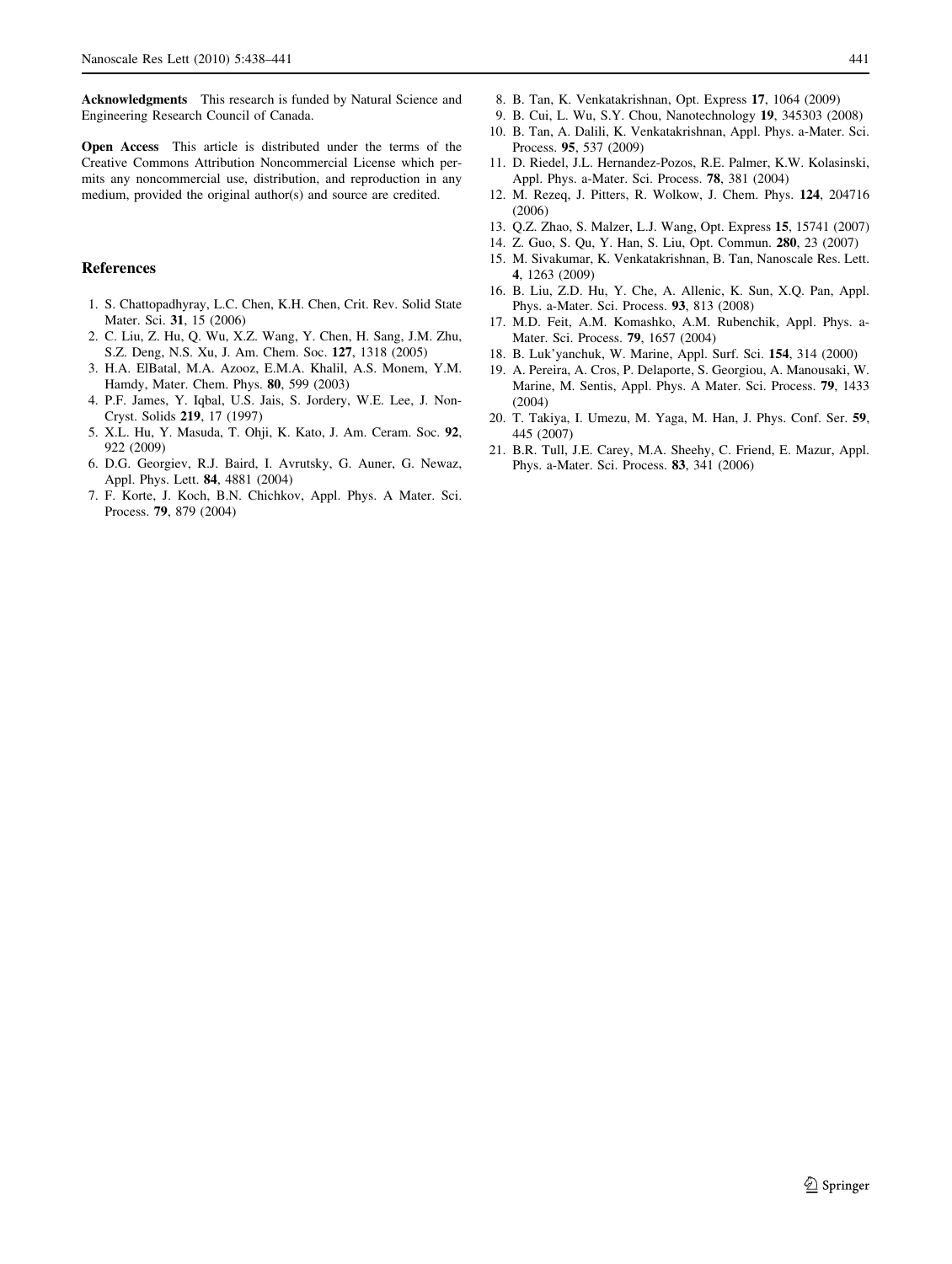**Acknowledgments** This research is funded by Natural Science and Engineering Research Council of Canada.

**Open Access** This article is distributed under the terms of the Creative Commons Attribution Noncommercial License which permits any noncommercial use, distribution, and reproduction in any medium, provided the original author(s) and source are credited.

## References

1. S. Chattopadhyray, L.C. Chen, K.H. Chen, Crit. Rev. Solid State Mater. Sci. **31**, 15 (2006)
2. C. Liu, Z. Hu, Q. Wu, X.Z. Wang, Y. Chen, H. Sang, J.M. Zhu, S.Z. Deng, N.S. Xu, J. Am. Chem. Soc. **127**, 1318 (2005)
3. H.A. ElBatal, M.A. Azooz, E.M.A. Khalil, A.S. Monem, Y.M. Hamdy, Mater. Chem. Phys. **80**, 599 (2003)
4. P.F. James, Y. Iqbal, U.S. Jais, S. Jordery, W.E. Lee, J. Non-Cryst. Solids **219**, 17 (1997)
5. X.L. Hu, Y. Masuda, T. Ohji, K. Kato, J. Am. Ceram. Soc. **92**, 922 (2009)
6. D.G. Georgiev, R.J. Baird, I. Avrutsky, G. Auner, G. Newaz, Appl. Phys. Lett. **84**, 4881 (2004)
7. F. Korte, J. Koch, B.N. Chichkov, Appl. Phys. A Mater. Sci. Process. **79**, 879 (2004)
8. B. Tan, K. Venkatakrishnan, Opt. Express **17**, 1064 (2009)
9. B. Cui, L. Wu, S.Y. Chou, Nanotechnology **19**, 345303 (2008)
10. B. Tan, A. Dalili, K. Venkatakrishnan, Appl. Phys. a-Mater. Sci. Process. **95**, 537 (2009)
11. D. Riedel, J.L. Hernandez-Pozos, R.E. Palmer, K.W. Kolasinski, Appl. Phys. a-Mater. Sci. Process. **78**, 381 (2004)
12. M. Rezeq, J. Pitters, R. Wolkow, J. Chem. Phys. **124**, 204716 (2006)
13. Q.Z. Zhao, S. Malzer, L.J. Wang, Opt. Express **15**, 15741 (2007)
14. Z. Guo, S. Qu, Y. Han, S. Liu, Opt. Commun. **280**, 23 (2007)
15. M. Sivakumar, K. Venkatakrishnan, B. Tan, Nanoscale Res. Lett. **4**, 1263 (2009)
16. B. Liu, Z.D. Hu, Y. Che, A. Allenic, K. Sun, X.Q. Pan, Appl. Phys. a-Mater. Sci. Process. **93**, 813 (2008)
17. M.D. Feit, A.M. Komashko, A.M. Rubenchik, Appl. Phys. a-Mater. Sci. Process. **79**, 1657 (2004)
18. B. Luk'yanchuk, W. Marine, Appl. Surf. Sci. **154**, 314 (2000)
19. A. Pereira, A. Cros, P. Delaporte, S. Georgiou, A. Manousaki, W. Marine, M. Sentis, Appl. Phys. A Mater. Sci. Process. **79**, 1433 (2004)
20. T. Takiya, I. Umezu, M. Yaga, M. Han, J. Phys. Conf. Ser. **59**, 445 (2007)
21. B.R. Tull, J.E. Carey, M.A. Sheehy, C. Friend, E. Mazur, Appl. Phys. a-Mater. Sci. Process. **83**, 341 (2006)